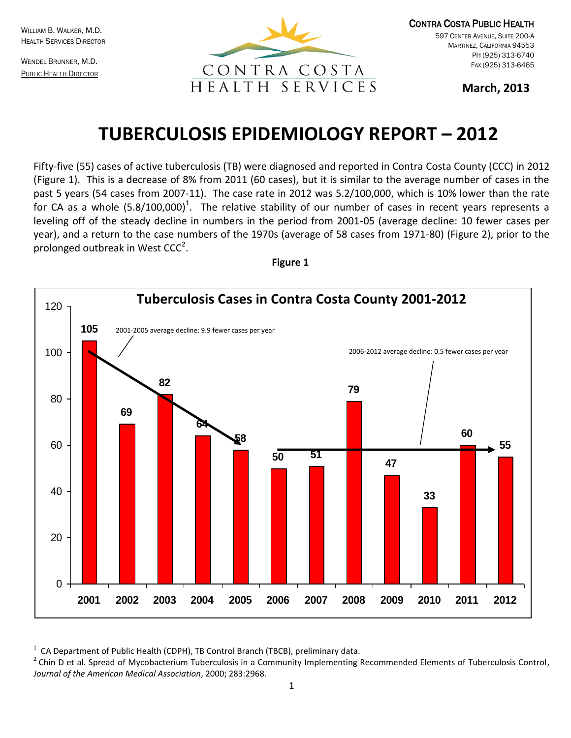William B. Walker, M.D.
Health Services Director

Wendel Brunner, M.D.
Public Health Director

CONTRA COSTA HEALTH SERVICES

Contra Costa Public Health
597 Center Avenue, Suite 200-A
Martinez, California 94553
PH (925) 313-6740
Fax (925) 313-6465

**March, 2013**

# TUBERCULOSIS EPIDEMIOLOGY REPORT – 2012

Fifty-five (55) cases of active tuberculosis (TB) were diagnosed and reported in Contra Costa County (CCC) in 2012 (Figure 1). This is a decrease of 8% from 2011 (60 cases), but it is similar to the average number of cases in the past 5 years (54 cases from 2007-11). The case rate in 2012 was 5.2/100,000, which is 10% lower than the rate for CA as a whole (5.8/100,000)[1]. The relative stability of our number of cases in recent years represents a leveling off of the steady decline in numbers in the period from 2001-05 (average decline: 10 fewer cases per year), and a return to the case numbers of the 1970s (average of 58 cases from 1971-80) (Figure 2), prior to the prolonged outbreak in West CCC[2].

**Figure 1**

**Tuberculosis Cases in Contra Costa County 2001-2012**

| Year | Cases |
|---|---|
| 2001 | 105 |
| 2002 | 69 |
| 2003 | 82 |
| 2004 | 64 |
| 2005 | 58 |
| 2006 | 50 |
| 2007 | 51 |
| 2008 | 79 |
| 2009 | 47 |
| 2010 | 33 |
| 2011 | 60 |
| 2012 | 55 |

2001-2005 average decline: 9.9 fewer cases per year

2006-2012 average decline: 0.5 fewer cases per year

[1] CA Department of Public Health (CDPH), TB Control Branch (TBCB), preliminary data.

[2] Chin D et al. Spread of Mycobacterium Tuberculosis in a Community Implementing Recommended Elements of Tuberculosis Control, *Journal of the American Medical Association*, 2000; 283:2968.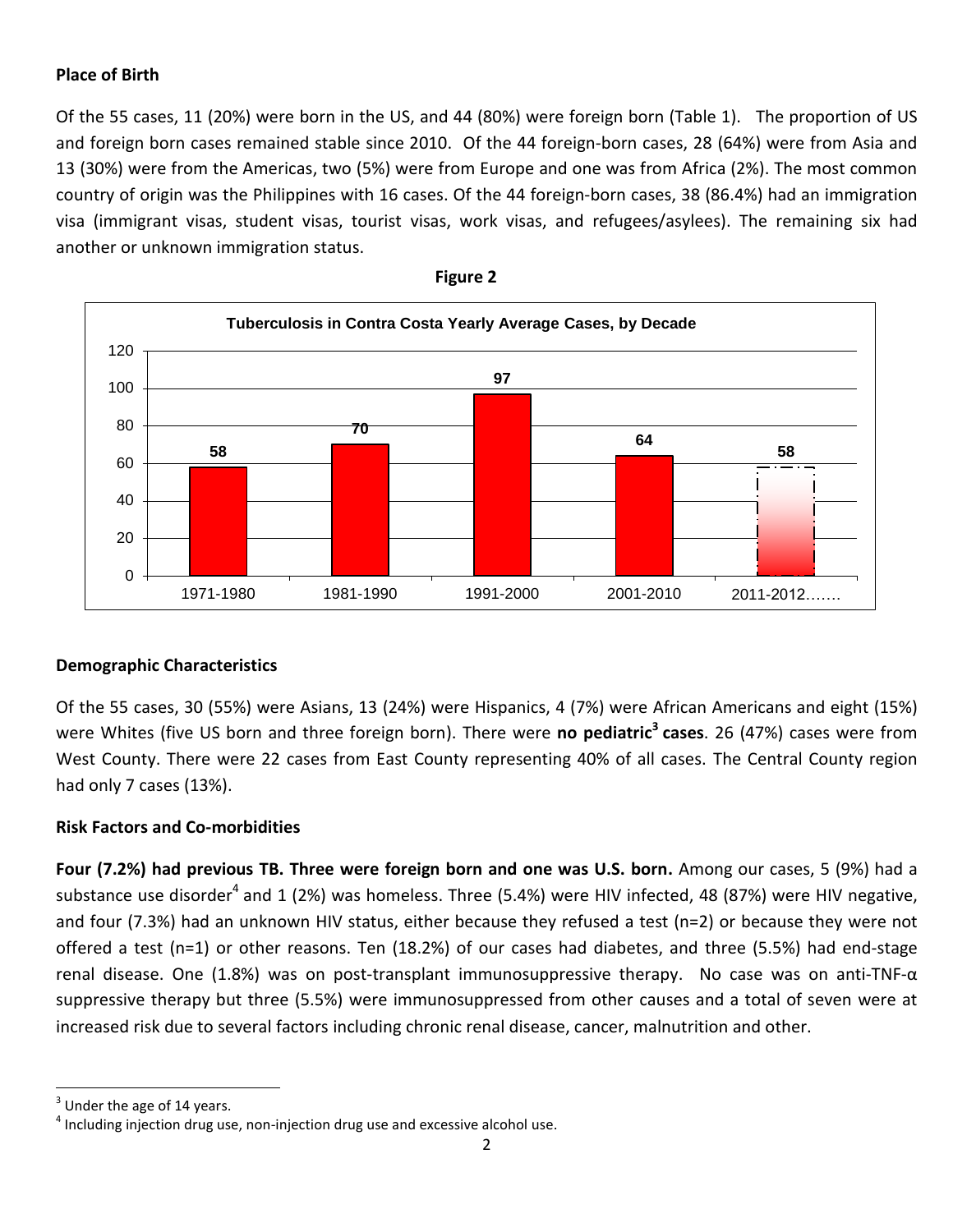**Place of Birth**

Of the 55 cases, 11 (20%) were born in the US, and 44 (80%) were foreign born (Table 1). The proportion of US and foreign born cases remained stable since 2010. Of the 44 foreign-born cases, 28 (64%) were from Asia and 13 (30%) were from the Americas, two (5%) were from Europe and one was from Africa (2%). The most common country of origin was the Philippines with 16 cases. Of the 44 foreign-born cases, 38 (86.4%) had an immigration visa (immigrant visas, student visas, tourist visas, work visas, and refugees/asylees). The remaining six had another or unknown immigration status.

**Figure 2**

**Tuberculosis in Contra Costa Yearly Average Cases, by Decade**

| Decade | Yearly Average Cases |
| --- | --- |
| 1971-1980 | 58 |
| 1981-1990 | 70 |
| 1991-2000 | 97 |
| 2001-2010 | 64 |
| 2011-2012……. | 58 |

**Demographic Characteristics**

Of the 55 cases, 30 (55%) were Asians, 13 (24%) were Hispanics, 4 (7%) were African Americans and eight (15%) were Whites (five US born and three foreign born). There were **no pediatric[3] cases**. 26 (47%) cases were from West County. There were 22 cases from East County representing 40% of all cases. The Central County region had only 7 cases (13%).

**Risk Factors and Co-morbidities**

**Four (7.2%) had previous TB. Three were foreign born and one was U.S. born.** Among our cases, 5 (9%) had a substance use disorder[4] and 1 (2%) was homeless. Three (5.4%) were HIV infected, 48 (87%) were HIV negative, and four (7.3%) had an unknown HIV status, either because they refused a test (n=2) or because they were not offered a test (n=1) or other reasons. Ten (18.2%) of our cases had diabetes, and three (5.5%) had end-stage renal disease. One (1.8%) was on post-transplant immunosuppressive therapy. No case was on anti-TNF-α suppressive therapy but three (5.5%) were immunosuppressed from other causes and a total of seven were at increased risk due to several factors including chronic renal disease, cancer, malnutrition and other.

---

[3] Under the age of 14 years.

[4] Including injection drug use, non-injection drug use and excessive alcohol use.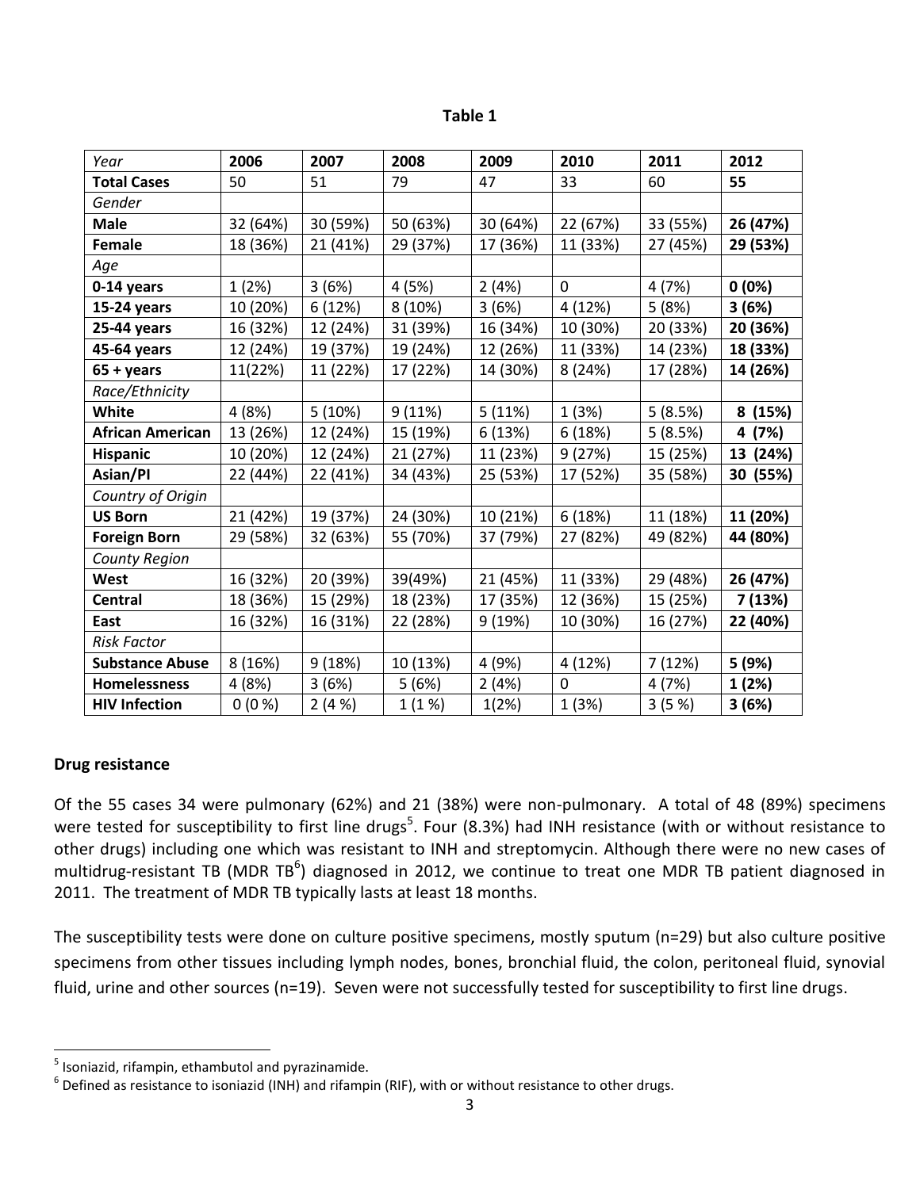**Table 1**

| *Year* | **2006** | **2007** | **2008** | **2009** | **2010** | **2011** | **2012** |
|---|---|---|---|---|---|---|---|
| **Total Cases** | 50 | 51 | 79 | 47 | 33 | 60 | **55** |
| *Gender* | | | | | | | |
| **Male** | 32 (64%) | 30 (59%) | 50 (63%) | 30 (64%) | 22 (67%) | 33 (55%) | **26 (47%)** |
| **Female** | 18 (36%) | 21 (41%) | 29 (37%) | 17 (36%) | 11 (33%) | 27 (45%) | **29 (53%)** |
| *Age* | | | | | | | |
| **0-14 years** | 1 (2%) | 3 (6%) | 4 (5%) | 2 (4%) | 0 | 4 (7%) | **0 (0%)** |
| **15-24 years** | 10 (20%) | 6 (12%) | 8 (10%) | 3 (6%) | 4 (12%) | 5 (8%) | **3 (6%)** |
| **25-44 years** | 16 (32%) | 12 (24%) | 31 (39%) | 16 (34%) | 10 (30%) | 20 (33%) | **20 (36%)** |
| **45-64 years** | 12 (24%) | 19 (37%) | 19 (24%) | 12 (26%) | 11 (33%) | 14 (23%) | **18 (33%)** |
| **65 + years** | 11(22%) | 11 (22%) | 17 (22%) | 14 (30%) | 8 (24%) | 17 (28%) | **14 (26%)** |
| *Race/Ethnicity* | | | | | | | |
| **White** | 4 (8%) | 5 (10%) | 9 (11%) | 5 (11%) | 1 (3%) | 5 (8.5%) | **8 (15%)** |
| **African American** | 13 (26%) | 12 (24%) | 15 (19%) | 6 (13%) | 6 (18%) | 5 (8.5%) | **4 (7%)** |
| **Hispanic** | 10 (20%) | 12 (24%) | 21 (27%) | 11 (23%) | 9 (27%) | 15 (25%) | **13 (24%)** |
| **Asian/PI** | 22 (44%) | 22 (41%) | 34 (43%) | 25 (53%) | 17 (52%) | 35 (58%) | **30 (55%)** |
| *Country of Origin* | | | | | | | |
| **US Born** | 21 (42%) | 19 (37%) | 24 (30%) | 10 (21%) | 6 (18%) | 11 (18%) | **11 (20%)** |
| **Foreign Born** | 29 (58%) | 32 (63%) | 55 (70%) | 37 (79%) | 27 (82%) | 49 (82%) | **44 (80%)** |
| *County Region* | | | | | | | |
| **West** | 16 (32%) | 20 (39%) | 39(49%) | 21 (45%) | 11 (33%) | 29 (48%) | **26 (47%)** |
| **Central** | 18 (36%) | 15 (29%) | 18 (23%) | 17 (35%) | 12 (36%) | 15 (25%) | **7 (13%)** |
| **East** | 16 (32%) | 16 (31%) | 22 (28%) | 9 (19%) | 10 (30%) | 16 (27%) | **22 (40%)** |
| *Risk Factor* | | | | | | | |
| **Substance Abuse** | 8 (16%) | 9 (18%) | 10 (13%) | 4 (9%) | 4 (12%) | 7 (12%) | **5 (9%)** |
| **Homelessness** | 4 (8%) | 3 (6%) | 5 (6%) | 2 (4%) | 0 | 4 (7%) | **1 (2%)** |
| **HIV Infection** | 0 (0 %) | 2 (4 %) | 1 (1 %) | 1(2%) | 1 (3%) | 3 (5 %) | **3 (6%)** |

## Drug resistance

Of the 55 cases 34 were pulmonary (62%) and 21 (38%) were non-pulmonary. A total of 48 (89%) specimens were tested for susceptibility to first line drugs[5]. Four (8.3%) had INH resistance (with or without resistance to other drugs) including one which was resistant to INH and streptomycin. Although there were no new cases of multidrug-resistant TB (MDR TB[6]) diagnosed in 2012, we continue to treat one MDR TB patient diagnosed in 2011. The treatment of MDR TB typically lasts at least 18 months.

The susceptibility tests were done on culture positive specimens, mostly sputum (n=29) but also culture positive specimens from other tissues including lymph nodes, bones, bronchial fluid, the colon, peritoneal fluid, synovial fluid, urine and other sources (n=19). Seven were not successfully tested for susceptibility to first line drugs.

---

[5] Isoniazid, rifampin, ethambutol and pyrazinamide.

[6] Defined as resistance to isoniazid (INH) and rifampin (RIF), with or without resistance to other drugs.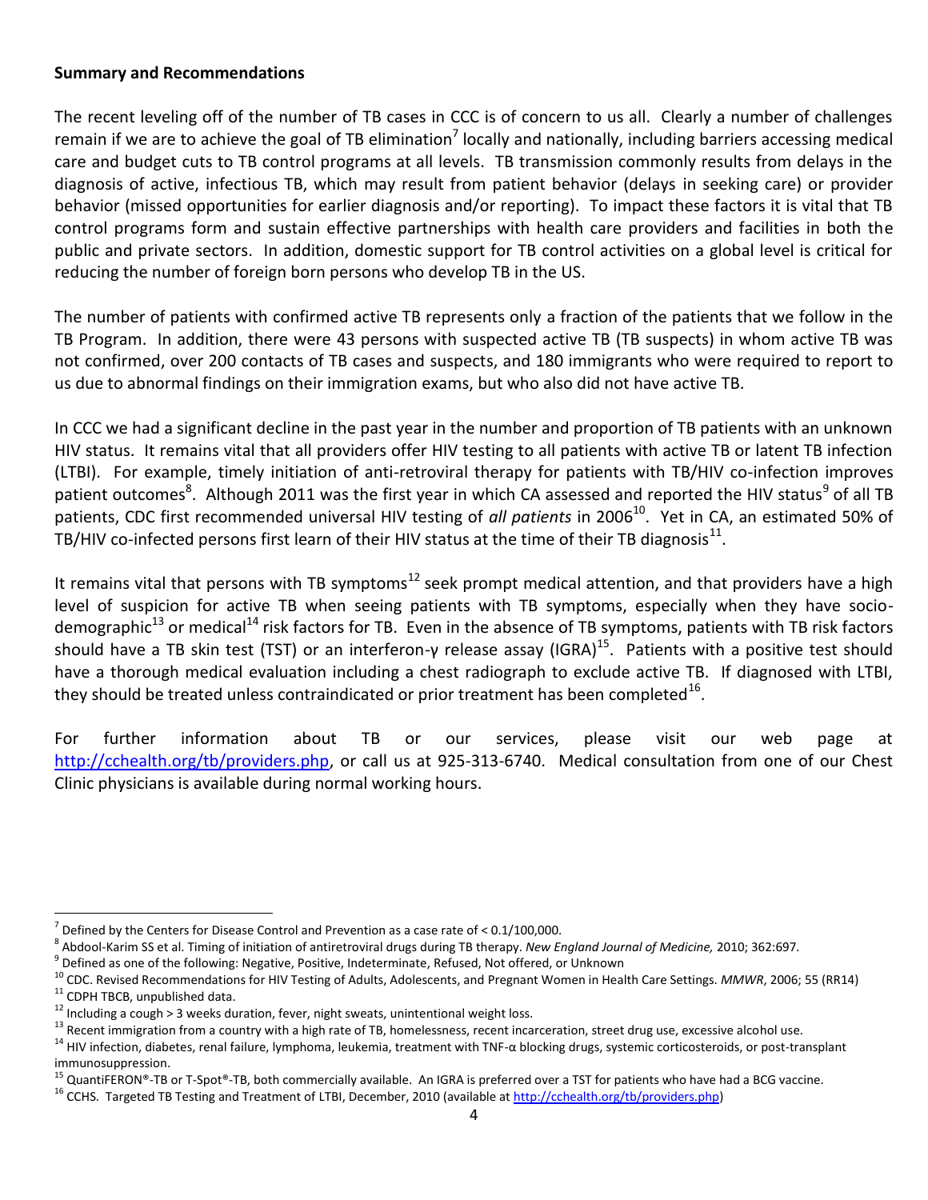**Summary and Recommendations**

The recent leveling off of the number of TB cases in CCC is of concern to us all. Clearly a number of challenges remain if we are to achieve the goal of TB elimination[7] locally and nationally, including barriers accessing medical care and budget cuts to TB control programs at all levels. TB transmission commonly results from delays in the diagnosis of active, infectious TB, which may result from patient behavior (delays in seeking care) or provider behavior (missed opportunities for earlier diagnosis and/or reporting). To impact these factors it is vital that TB control programs form and sustain effective partnerships with health care providers and facilities in both the public and private sectors. In addition, domestic support for TB control activities on a global level is critical for reducing the number of foreign born persons who develop TB in the US.

The number of patients with confirmed active TB represents only a fraction of the patients that we follow in the TB Program. In addition, there were 43 persons with suspected active TB (TB suspects) in whom active TB was not confirmed, over 200 contacts of TB cases and suspects, and 180 immigrants who were required to report to us due to abnormal findings on their immigration exams, but who also did not have active TB.

In CCC we had a significant decline in the past year in the number and proportion of TB patients with an unknown HIV status. It remains vital that all providers offer HIV testing to all patients with active TB or latent TB infection (LTBI). For example, timely initiation of anti-retroviral therapy for patients with TB/HIV co-infection improves patient outcomes[8]. Although 2011 was the first year in which CA assessed and reported the HIV status[9] of all TB patients, CDC first recommended universal HIV testing of *all patients* in 2006[10]. Yet in CA, an estimated 50% of TB/HIV co-infected persons first learn of their HIV status at the time of their TB diagnosis[11].

It remains vital that persons with TB symptoms[12] seek prompt medical attention, and that providers have a high level of suspicion for active TB when seeing patients with TB symptoms, especially when they have socio-demographic[13] or medical[14] risk factors for TB. Even in the absence of TB symptoms, patients with TB risk factors should have a TB skin test (TST) or an interferon-γ release assay (IGRA)[15]. Patients with a positive test should have a thorough medical evaluation including a chest radiograph to exclude active TB. If diagnosed with LTBI, they should be treated unless contraindicated or prior treatment has been completed[16].

For further information about TB or our services, please visit our web page at http://cchealth.org/tb/providers.php, or call us at 925-313-6740. Medical consultation from one of our Chest Clinic physicians is available during normal working hours.

---

[7] Defined by the Centers for Disease Control and Prevention as a case rate of < 0.1/100,000.

[8] Abdool-Karim SS et al. Timing of initiation of antiretroviral drugs during TB therapy. *New England Journal of Medicine,* 2010; 362:697.

[9] Defined as one of the following: Negative, Positive, Indeterminate, Refused, Not offered, or Unknown

[10] CDC. Revised Recommendations for HIV Testing of Adults, Adolescents, and Pregnant Women in Health Care Settings. *MMWR*, 2006; 55 (RR14)

[11] CDPH TBCB, unpublished data.

[12] Including a cough > 3 weeks duration, fever, night sweats, unintentional weight loss.

[13] Recent immigration from a country with a high rate of TB, homelessness, recent incarceration, street drug use, excessive alcohol use.

[14] HIV infection, diabetes, renal failure, lymphoma, leukemia, treatment with TNF-α blocking drugs, systemic corticosteroids, or post-transplant immunosuppression.

[15] QuantiFERON®-TB or T-Spot®-TB, both commercially available. An IGRA is preferred over a TST for patients who have had a BCG vaccine.

[16] CCHS. Targeted TB Testing and Treatment of LTBI, December, 2010 (available at http://cchealth.org/tb/providers.php)